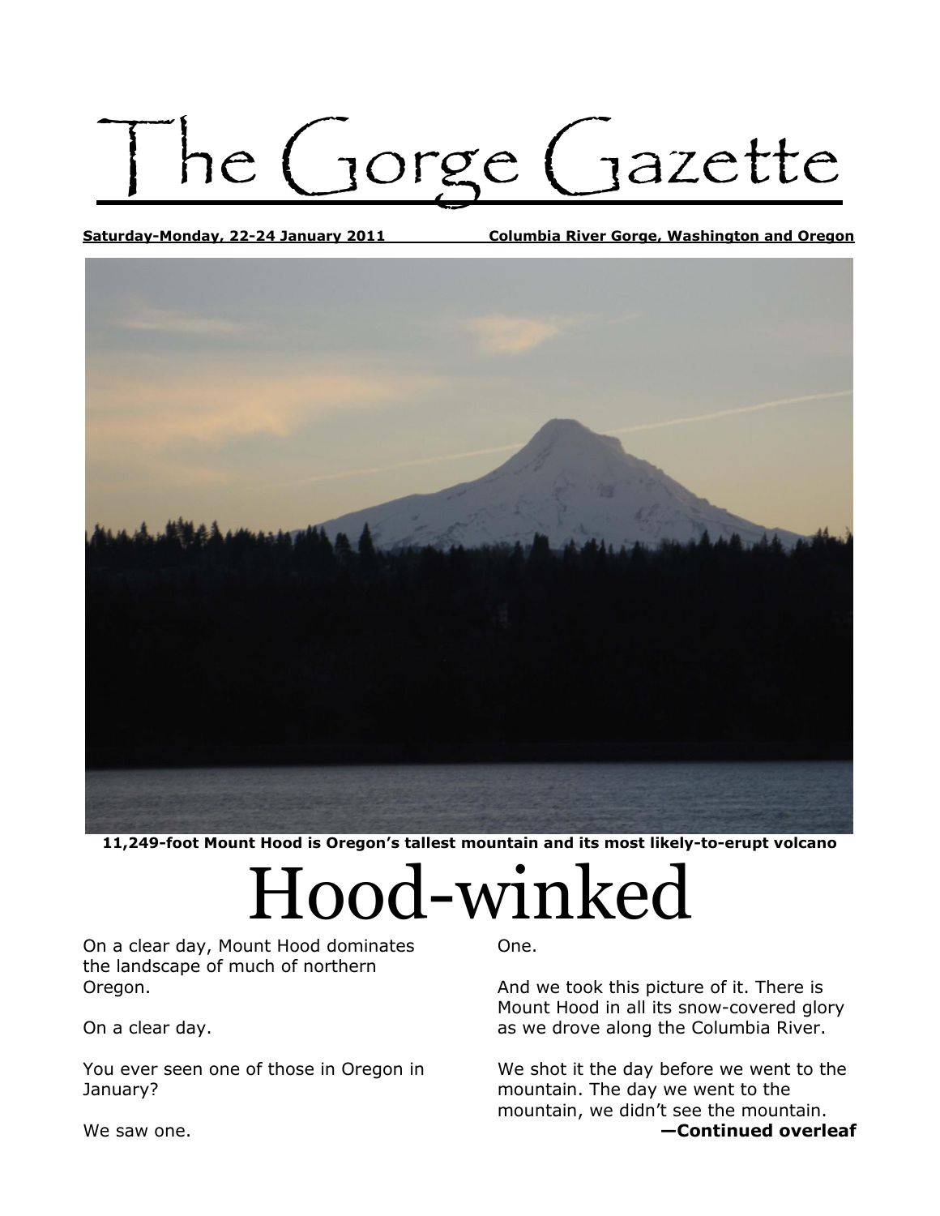# The Gorge Gazette

**Saturday-Monday, 22-24 January 2011** **Columbia River Gorge, Washington and Oregon**

**11,249-foot Mount Hood is Oregon's tallest mountain and its most likely-to-erupt volcano**

# Hood-winked

On a clear day, Mount Hood dominates the landscape of much of northern Oregon.

On a clear day.

You ever seen one of those in Oregon in January?

We saw one.

One.

And we took this picture of it. There is Mount Hood in all its snow-covered glory as we drove along the Columbia River.

We shot it the day before we went to the mountain. The day we went to the mountain, we didn't see the mountain.

**—Continued overleaf**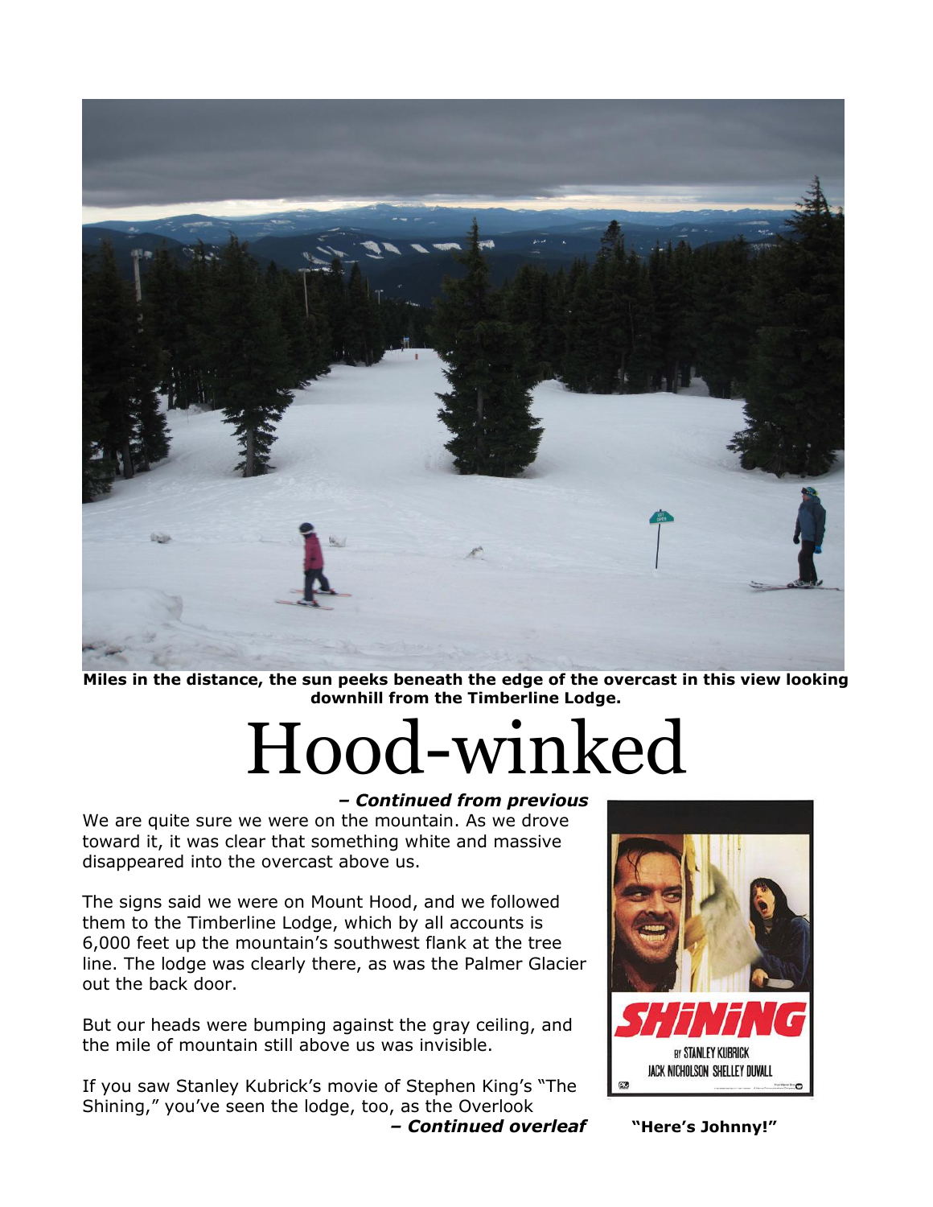**Miles in the distance, the sun peeks beneath the edge of the overcast in this view looking downhill from the Timberline Lodge.**

# Hood-winked

***– Continued from previous***

We are quite sure we were on the mountain. As we drove toward it, it was clear that something white and massive disappeared into the overcast above us.

The signs said we were on Mount Hood, and we followed them to the Timberline Lodge, which by all accounts is 6,000 feet up the mountain's southwest flank at the tree line. The lodge was clearly there, as was the Palmer Glacier out the back door.

But our heads were bumping against the gray ceiling, and the mile of mountain still above us was invisible.

If you saw Stanley Kubrick's movie of Stephen King's "The Shining," you've seen the lodge, too, as the Overlook

***– Continued overleaf***

**"Here's Johnny!"**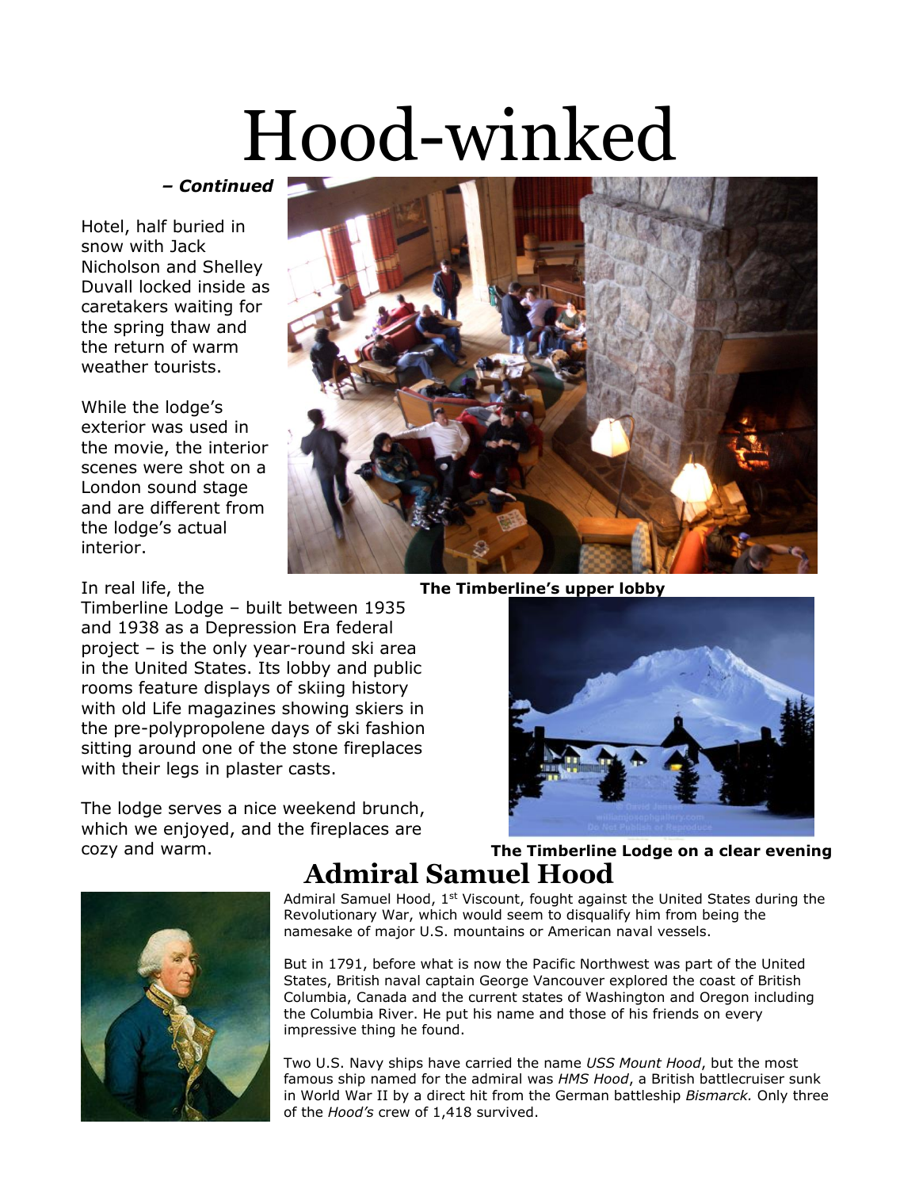# Hood-winked

***– Continued***

Hotel, half buried in snow with Jack Nicholson and Shelley Duvall locked inside as caretakers waiting for the spring thaw and the return of warm weather tourists.

While the lodge's exterior was used in the movie, the interior scenes were shot on a London sound stage and are different from the lodge's actual interior.

**The Timberline's upper lobby**

In real life, the Timberline Lodge – built between 1935 and 1938 as a Depression Era federal project – is the only year-round ski area in the United States. Its lobby and public rooms feature displays of skiing history with old Life magazines showing skiers in the pre-polypropolene days of ski fashion sitting around one of the stone fireplaces with their legs in plaster casts.

The lodge serves a nice weekend brunch, which we enjoyed, and the fireplaces are cozy and warm.

**The Timberline Lodge on a clear evening**

## Admiral Samuel Hood

Admiral Samuel Hood, 1st Viscount, fought against the United States during the Revolutionary War, which would seem to disqualify him from being the namesake of major U.S. mountains or American naval vessels.

But in 1791, before what is now the Pacific Northwest was part of the United States, British naval captain George Vancouver explored the coast of British Columbia, Canada and the current states of Washington and Oregon including the Columbia River. He put his name and those of his friends on every impressive thing he found.

Two U.S. Navy ships have carried the name *USS Mount Hood*, but the most famous ship named for the admiral was *HMS Hood*, a British battlecruiser sunk in World War II by a direct hit from the German battleship *Bismarck.* Only three of the *Hood's* crew of 1,418 survived.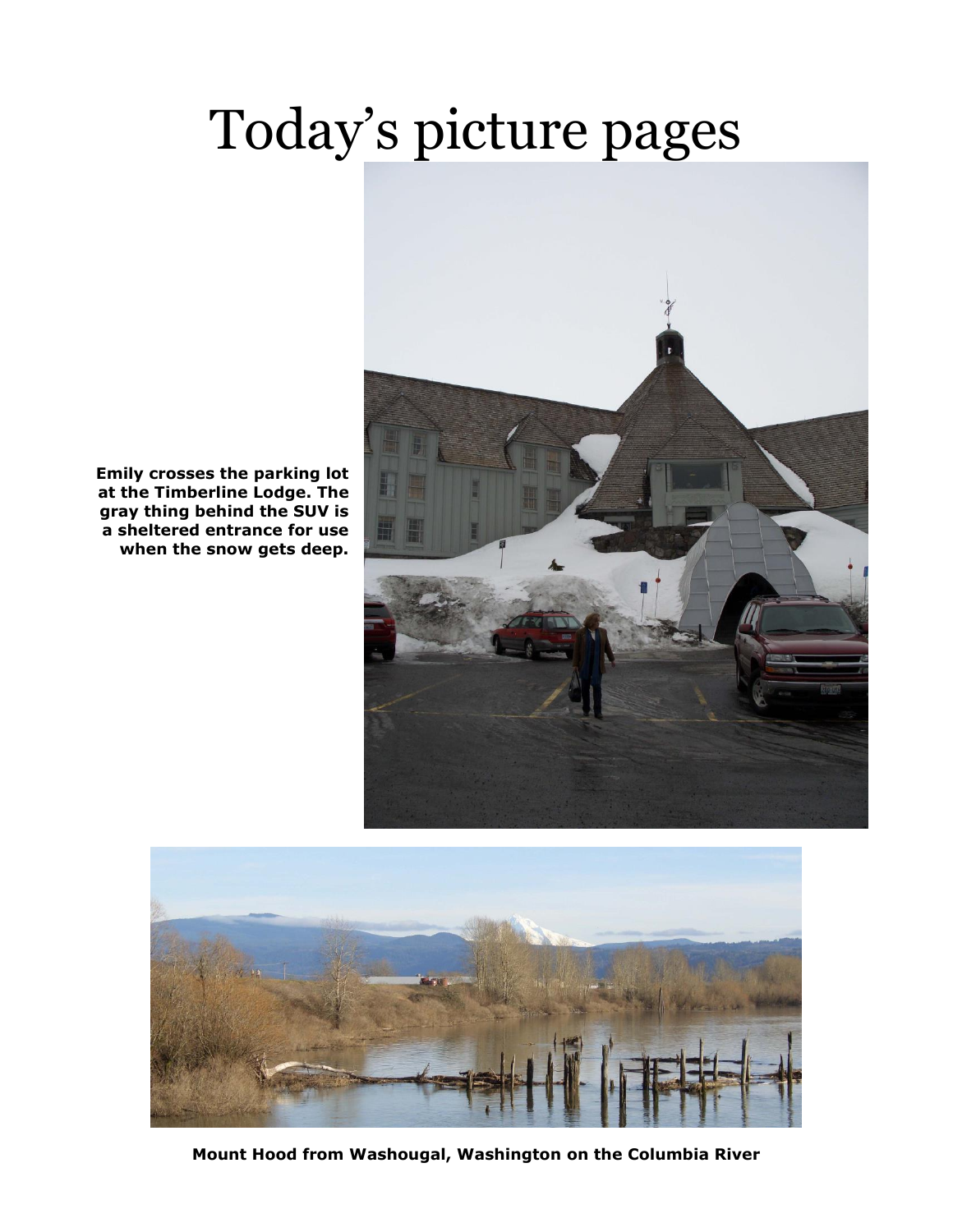# Today's picture pages

**Emily crosses the parking lot at the Timberline Lodge. The gray thing behind the SUV is a sheltered entrance for use when the snow gets deep.**

**Mount Hood from Washougal, Washington on the Columbia River**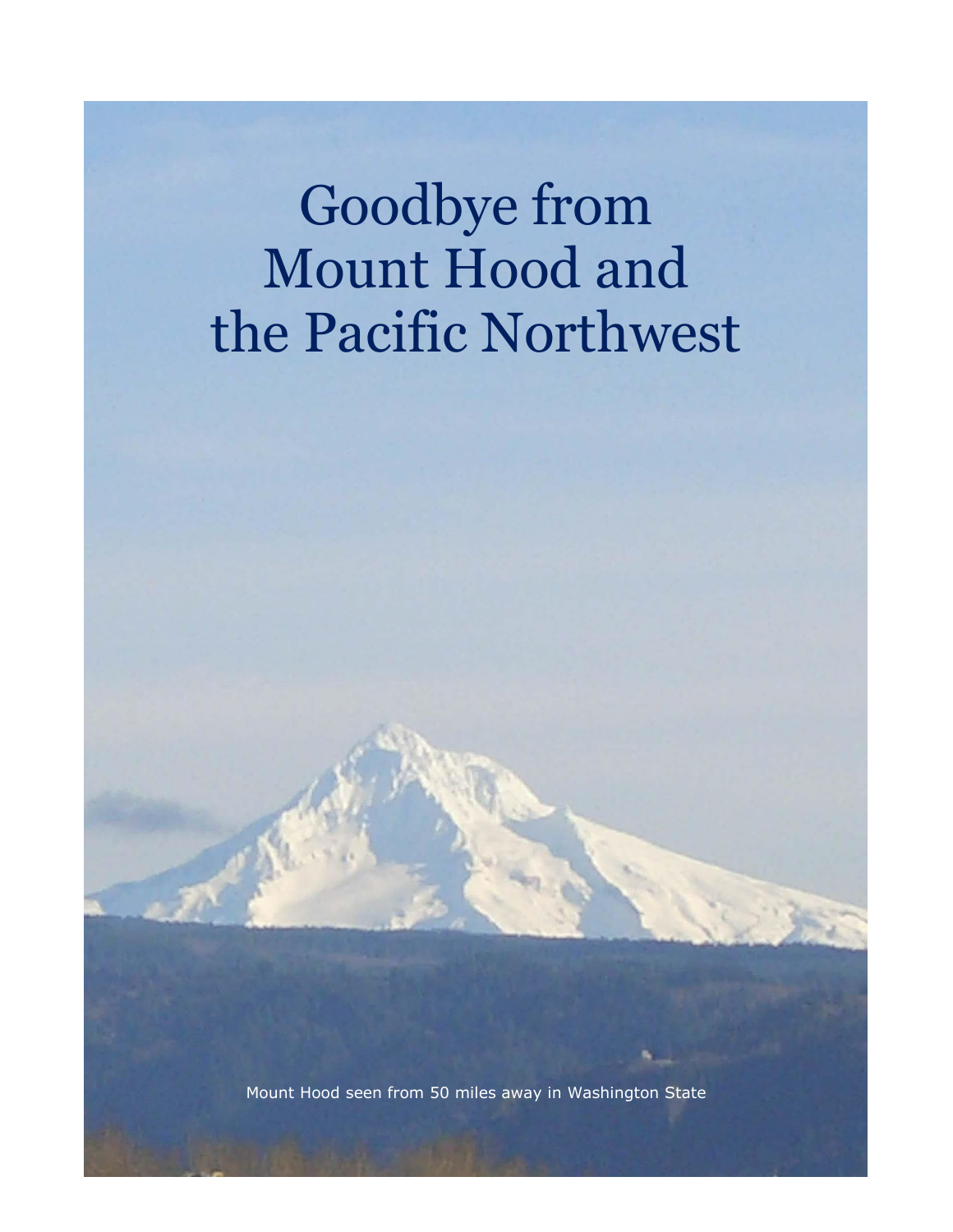# Goodbye from Mount Hood and the Pacific Northwest

Mount Hood seen from 50 miles away in Washington State